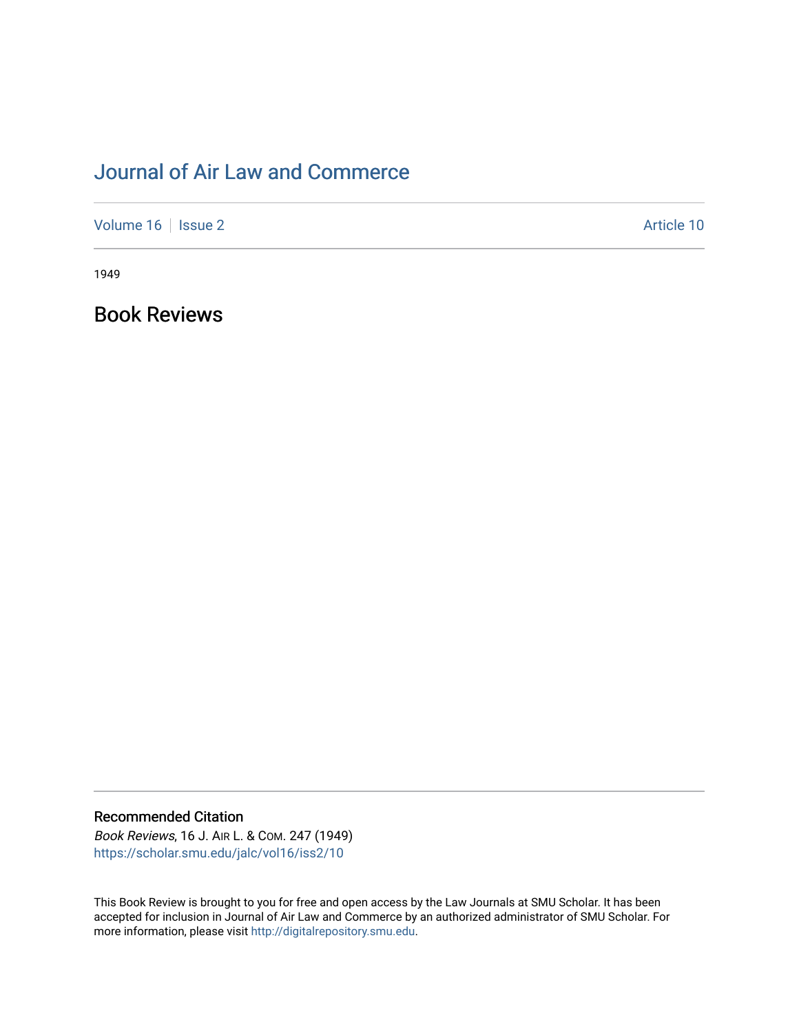# Journal of Air Law and Commerce

Volume 16 | Issue 2 | Article 10

1949

## Book Reviews

### Recommended Citation

*Book Reviews*, 16 J. Air L. & Com. 247 (1949)
https://scholar.smu.edu/jalc/vol16/iss2/10

This Book Review is brought to you for free and open access by the Law Journals at SMU Scholar. It has been accepted for inclusion in Journal of Air Law and Commerce by an authorized administrator of SMU Scholar. For more information, please visit http://digitalrepository.smu.edu.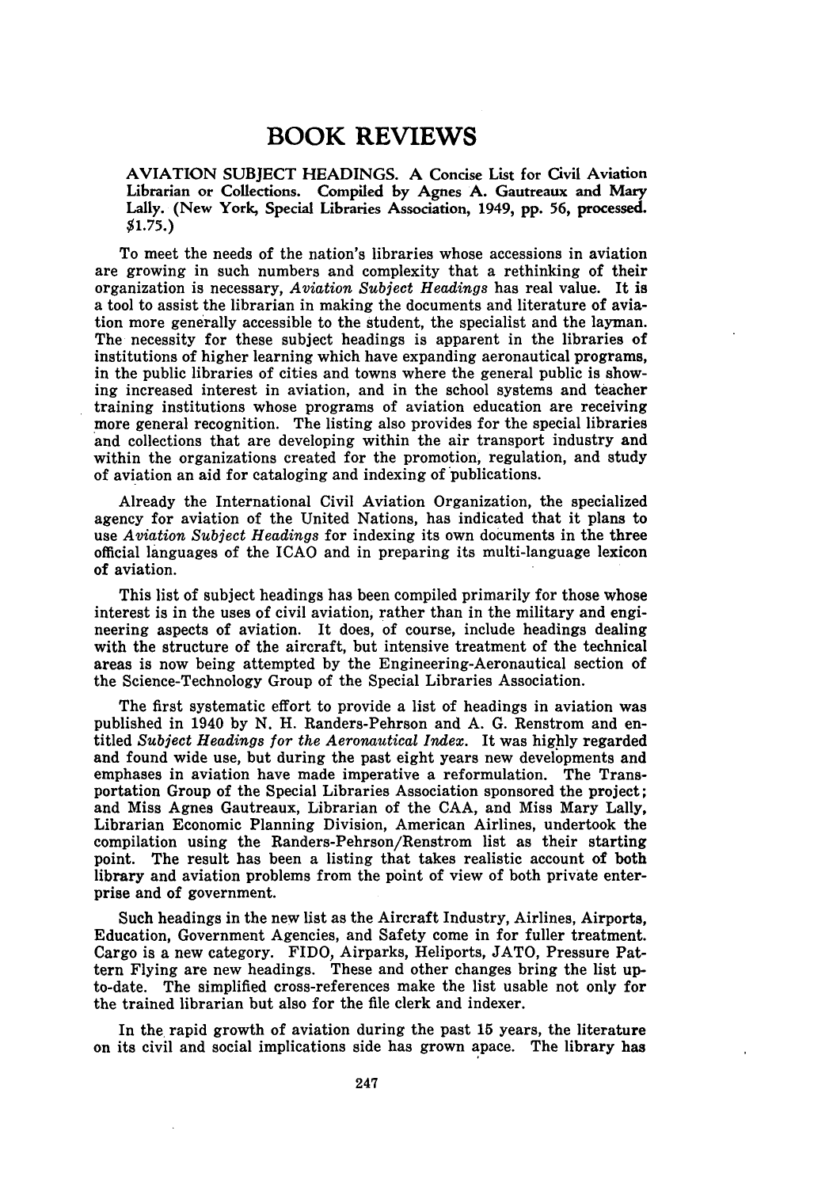# BOOK REVIEWS

AVIATION SUBJECT HEADINGS. A Concise List for Civil Aviation Librarian or Collections. Compiled by Agnes A. Gautreaux and Mary Lally. (New York, Special Libraries Association, 1949, pp. 56, processed. $1.75.)

To meet the needs of the nation's libraries whose accessions in aviation are growing in such numbers and complexity that a rethinking of their organization is necessary, *Aviation Subject Headings* has real value. It is a tool to assist the librarian in making the documents and literature of aviation more generally accessible to the student, the specialist and the layman. The necessity for these subject headings is apparent in the libraries of institutions of higher learning which have expanding aeronautical programs, in the public libraries of cities and towns where the general public is showing increased interest in aviation, and in the school systems and teacher training institutions whose programs of aviation education are receiving more general recognition. The listing also provides for the special libraries and collections that are developing within the air transport industry and within the organizations created for the promotion, regulation, and study of aviation an aid for cataloging and indexing of publications.

Already the International Civil Aviation Organization, the specialized agency for aviation of the United Nations, has indicated that it plans to use *Aviation Subject Headings* for indexing its own documents in the three official languages of the ICAO and in preparing its multi-language lexicon of aviation.

This list of subject headings has been compiled primarily for those whose interest is in the uses of civil aviation, rather than in the military and engineering aspects of aviation. It does, of course, include headings dealing with the structure of the aircraft, but intensive treatment of the technical areas is now being attempted by the Engineering-Aeronautical section of the Science-Technology Group of the Special Libraries Association.

The first systematic effort to provide a list of headings in aviation was published in 1940 by N. H. Randers-Pehrson and A. G. Renstrom and entitled *Subject Headings for the Aeronautical Index*. It was highly regarded and found wide use, but during the past eight years new developments and emphases in aviation have made imperative a reformulation. The Transportation Group of the Special Libraries Association sponsored the project; and Miss Agnes Gautreaux, Librarian of the CAA, and Miss Mary Lally, Librarian Economic Planning Division, American Airlines, undertook the compilation using the Randers-Pehrson/Renstrom list as their starting point. The result has been a listing that takes realistic account of both library and aviation problems from the point of view of both private enterprise and of government.

Such headings in the new list as the Aircraft Industry, Airlines, Airports, Education, Government Agencies, and Safety come in for fuller treatment. Cargo is a new category. FIDO, Airparks, Heliports, JATO, Pressure Pattern Flying are new headings. These and other changes bring the list up-to-date. The simplified cross-references make the list usable not only for the trained librarian but also for the file clerk and indexer.

In the rapid growth of aviation during the past 15 years, the literature on its civil and social implications side has grown apace. The library has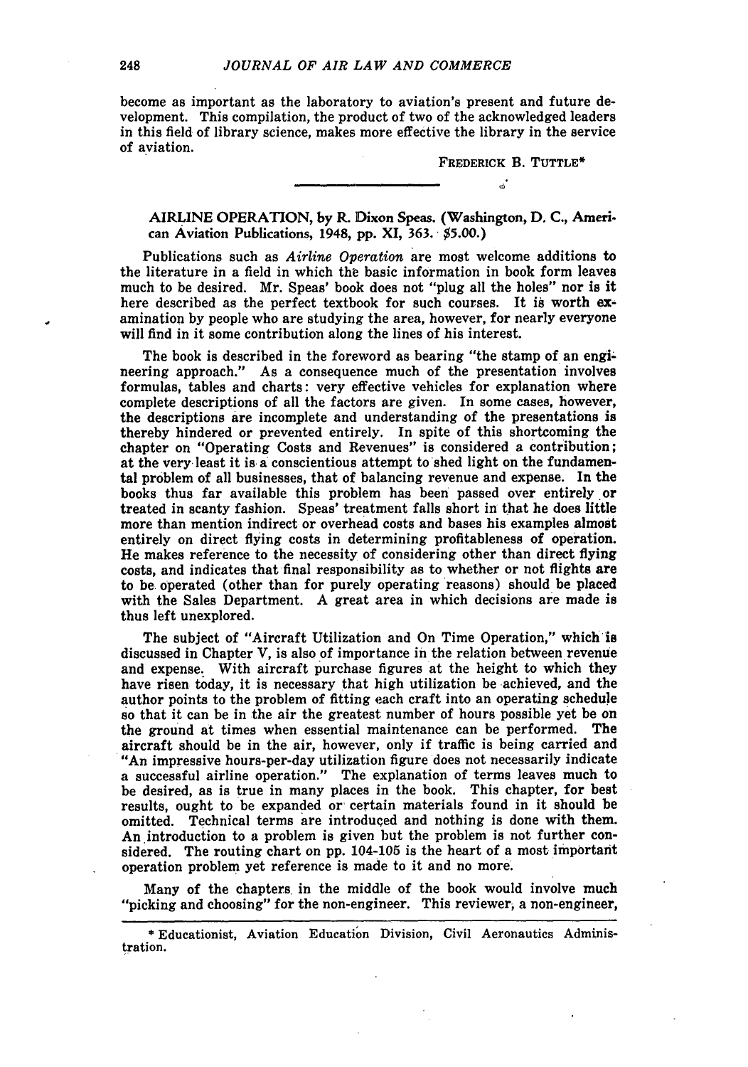become as important as the laboratory to aviation's present and future development. This compilation, the product of two of the acknowledged leaders in this field of library science, makes more effective the library in the service of aviation.

FREDERICK B. TUTTLE*

---

**AIRLINE OPERATION, by R. Dixon Speas. (Washington, D. C., American Aviation Publications, 1948, pp. XI, 363. $5.00.)**

Publications such as *Airline Operation* are most welcome additions to the literature in a field in which the basic information in book form leaves much to be desired. Mr. Speas' book does not "plug all the holes" nor is it here described as the perfect textbook for such courses. It is worth examination by people who are studying the area, however, for nearly everyone will find in it some contribution along the lines of his interest.

The book is described in the foreword as bearing "the stamp of an engineering approach." As a consequence much of the presentation involves formulas, tables and charts: very effective vehicles for explanation where complete descriptions of all the factors are given. In some cases, however, the descriptions are incomplete and understanding of the presentations is thereby hindered or prevented entirely. In spite of this shortcoming the chapter on "Operating Costs and Revenues" is considered a contribution; at the very least it is a conscientious attempt to shed light on the fundamental problem of all businesses, that of balancing revenue and expense. In the books thus far available this problem has been passed over entirely or treated in scanty fashion. Speas' treatment falls short in that he does little more than mention indirect or overhead costs and bases his examples almost entirely on direct flying costs in determining profitableness of operation. He makes reference to the necessity of considering other than direct flying costs, and indicates that final responsibility as to whether or not flights are to be operated (other than for purely operating reasons) should be placed with the Sales Department. A great area in which decisions are made is thus left unexplored.

The subject of "Aircraft Utilization and On Time Operation," which is discussed in Chapter V, is also of importance in the relation between revenue and expense. With aircraft purchase figures at the height to which they have risen today, it is necessary that high utilization be achieved, and the author points to the problem of fitting each craft into an operating schedule so that it can be in the air the greatest number of hours possible yet be on the ground at times when essential maintenance can be performed. The aircraft should be in the air, however, only if traffic is being carried and "An impressive hours-per-day utilization figure does not necessarily indicate a successful airline operation." The explanation of terms leaves much to be desired, as is true in many places in the book. This chapter, for best results, ought to be expanded or certain materials found in it should be omitted. Technical terms are introduced and nothing is done with them. An introduction to a problem is given but the problem is not further considered. The routing chart on pp. 104-105 is the heart of a most important operation problem yet reference is made to it and no more.

Many of the chapters in the middle of the book would involve much "picking and choosing" for the non-engineer. This reviewer, a non-engineer,

---

\* Educationist, Aviation Education Division, Civil Aeronautics Administration.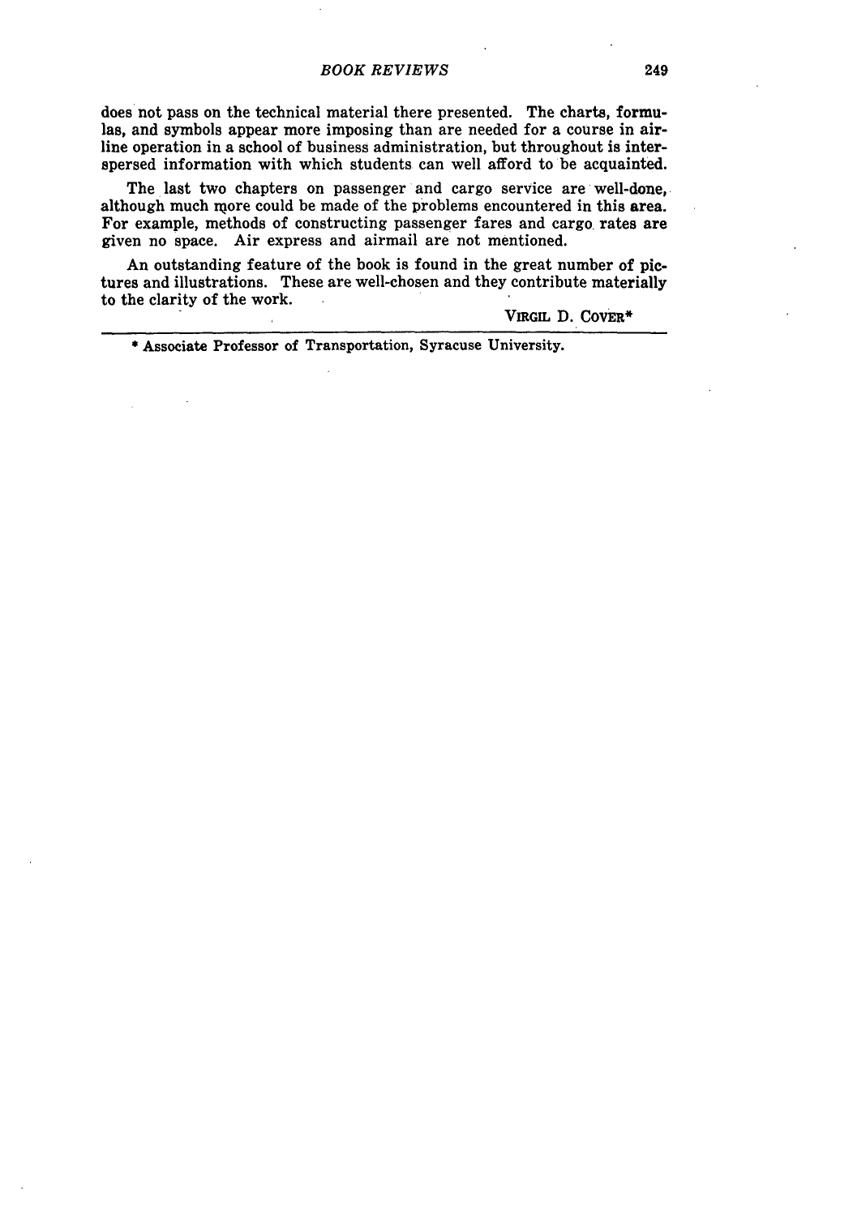does not pass on the technical material there presented. The charts, formulas, and symbols appear more imposing than are needed for a course in airline operation in a school of business administration, but throughout is interspersed information with which students can well afford to be acquainted.

The last two chapters on passenger and cargo service are well-done, although much more could be made of the problems encountered in this area. For example, methods of constructing passenger fares and cargo rates are given no space. Air express and airmail are not mentioned.

An outstanding feature of the book is found in the great number of pictures and illustrations. These are well-chosen and they contribute materially to the clarity of the work.

VIRGIL D. COVER*

---

* Associate Professor of Transportation, Syracuse University.